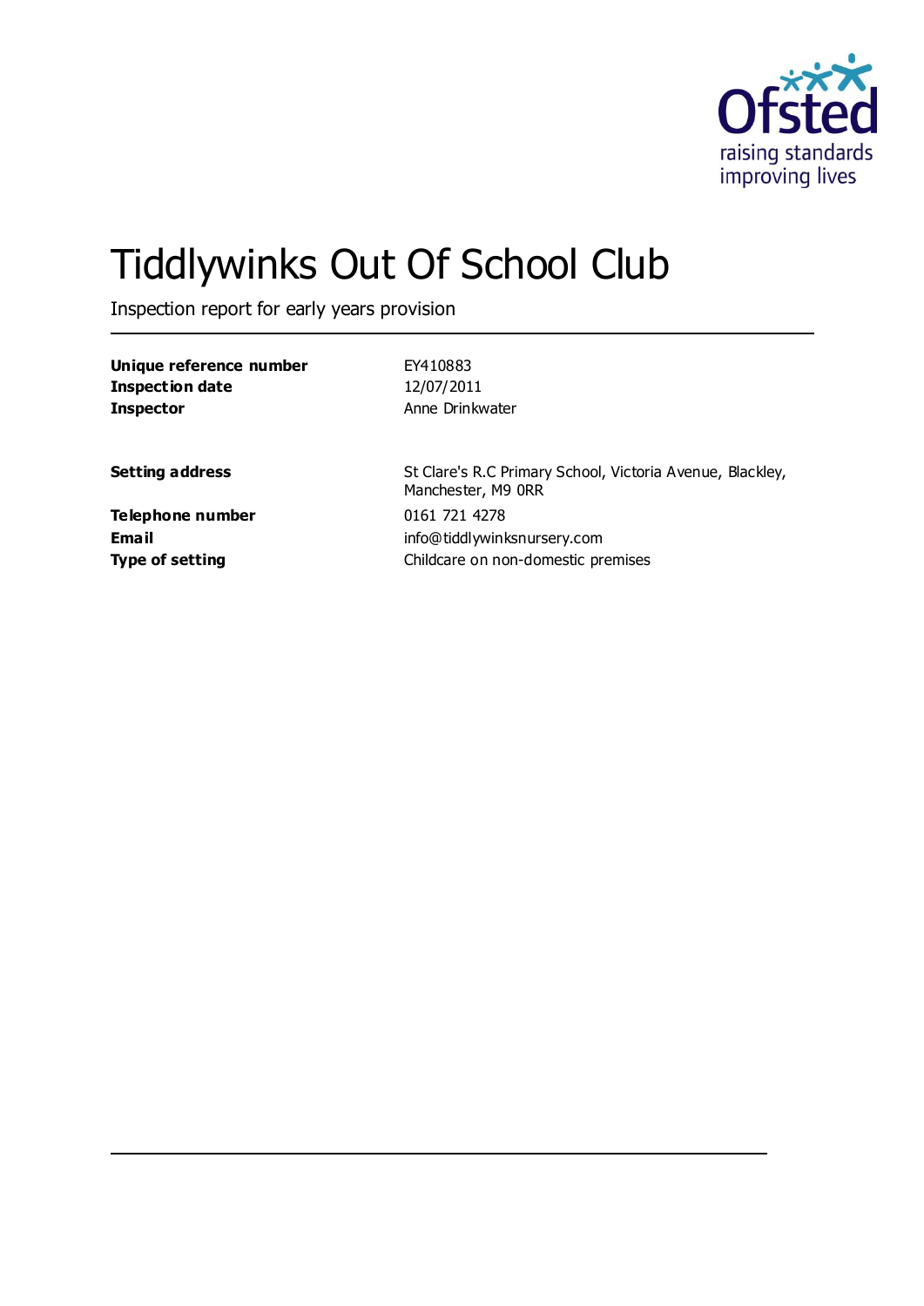# Tiddlywinks Out Of School Club

Inspection report for early years provision

| | |
|---|---|
| **Unique reference number** | EY410883 |
| **Inspection date** | 12/07/2011 |
| **Inspector** | Anne Drinkwater |

| | |
|---|---|
| **Setting address** | St Clare's R.C Primary School, Victoria Avenue, Blackley, Manchester, M9 0RR |
| **Telephone number** | 0161 721 4278 |
| **Email** | info@tiddlywinksnursery.com |
| **Type of setting** | Childcare on non-domestic premises |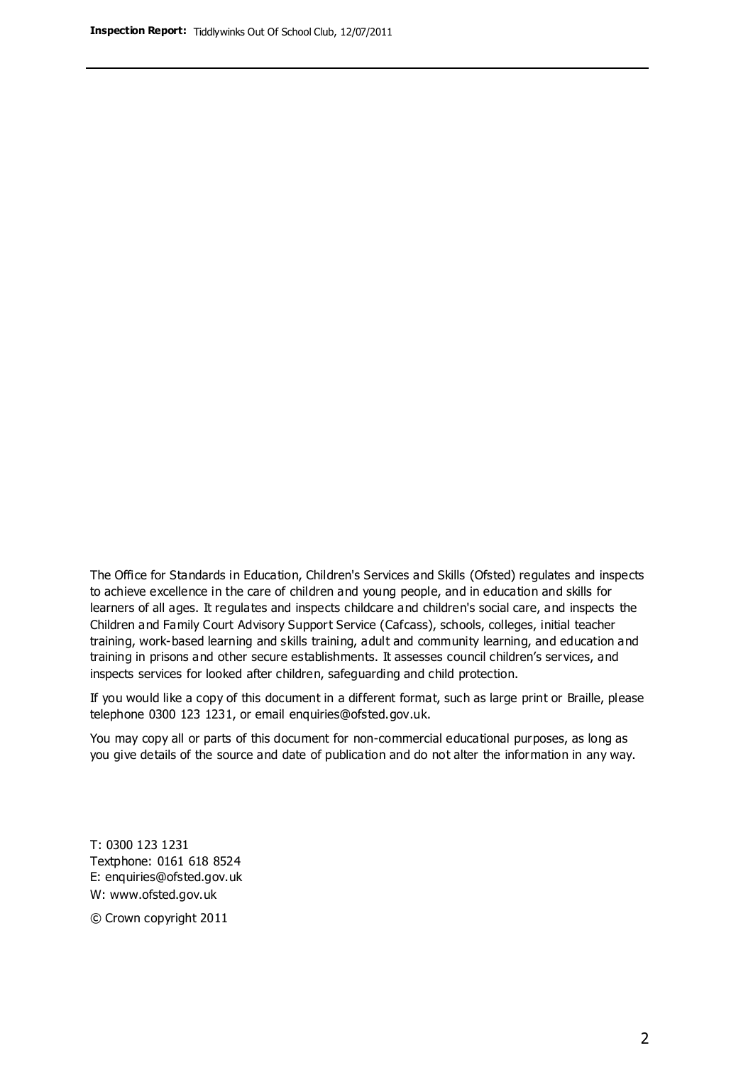The Office for Standards in Education, Children's Services and Skills (Ofsted) regulates and inspects to achieve excellence in the care of children and young people, and in education and skills for learners of all ages. It regulates and inspects childcare and children's social care, and inspects the Children and Family Court Advisory Support Service (Cafcass), schools, colleges, initial teacher training, work-based learning and skills training, adult and community learning, and education and training in prisons and other secure establishments. It assesses council children's services, and inspects services for looked after children, safeguarding and child protection.

If you would like a copy of this document in a different format, such as large print or Braille, please telephone 0300 123 1231, or email enquiries@ofsted.gov.uk.

You may copy all or parts of this document for non-commercial educational purposes, as long as you give details of the source and date of publication and do not alter the information in any way.

T: 0300 123 1231
Textphone: 0161 618 8524
E: enquiries@ofsted.gov.uk
W: www.ofsted.gov.uk

© Crown copyright 2011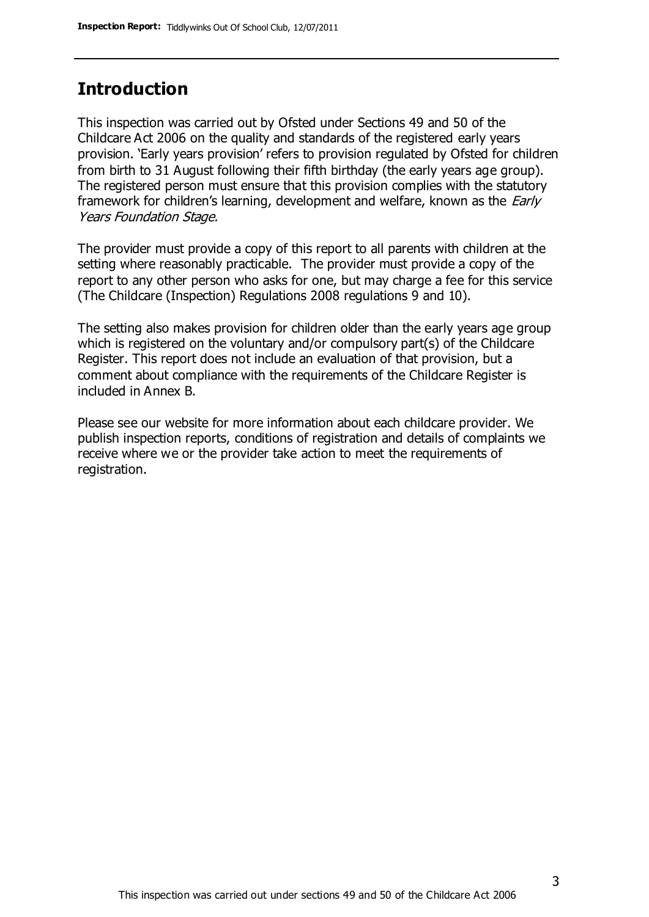## Introduction

This inspection was carried out by Ofsted under Sections 49 and 50 of the Childcare Act 2006 on the quality and standards of the registered early years provision. 'Early years provision' refers to provision regulated by Ofsted for children from birth to 31 August following their fifth birthday (the early years age group). The registered person must ensure that this provision complies with the statutory framework for children's learning, development and welfare, known as the *Early Years Foundation Stage.*

The provider must provide a copy of this report to all parents with children at the setting where reasonably practicable. The provider must provide a copy of the report to any other person who asks for one, but may charge a fee for this service (The Childcare (Inspection) Regulations 2008 regulations 9 and 10).

The setting also makes provision for children older than the early years age group which is registered on the voluntary and/or compulsory part(s) of the Childcare Register. This report does not include an evaluation of that provision, but a comment about compliance with the requirements of the Childcare Register is included in Annex B.

Please see our website for more information about each childcare provider. We publish inspection reports, conditions of registration and details of complaints we receive where we or the provider take action to meet the requirements of registration.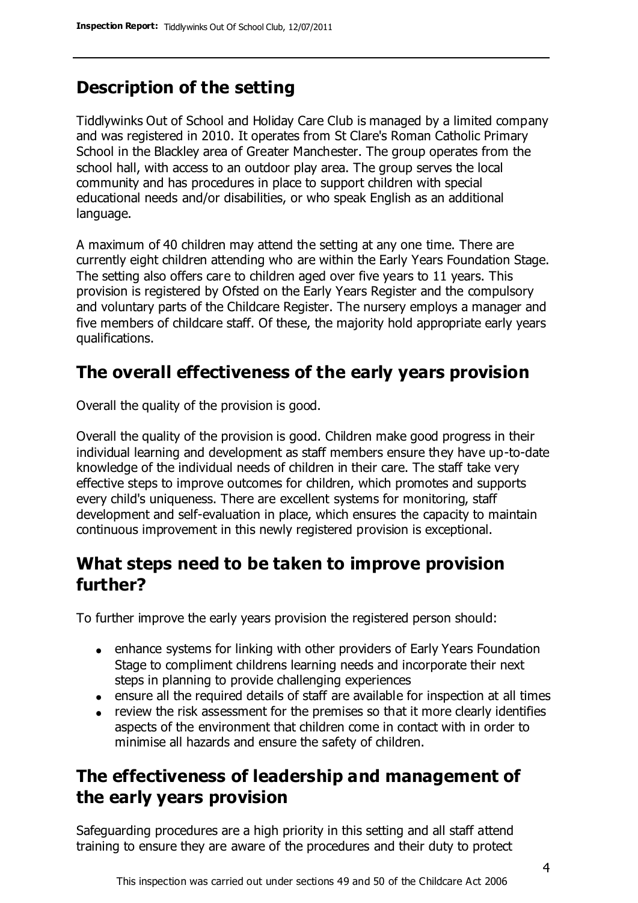## Description of the setting

Tiddlywinks Out of School and Holiday Care Club is managed by a limited company and was registered in 2010. It operates from St Clare's Roman Catholic Primary School in the Blackley area of Greater Manchester. The group operates from the school hall, with access to an outdoor play area. The group serves the local community and has procedures in place to support children with special educational needs and/or disabilities, or who speak English as an additional language.

A maximum of 40 children may attend the setting at any one time. There are currently eight children attending who are within the Early Years Foundation Stage. The setting also offers care to children aged over five years to 11 years. This provision is registered by Ofsted on the Early Years Register and the compulsory and voluntary parts of the Childcare Register. The nursery employs a manager and five members of childcare staff. Of these, the majority hold appropriate early years qualifications.

## The overall effectiveness of the early years provision

Overall the quality of the provision is good.

Overall the quality of the provision is good. Children make good progress in their individual learning and development as staff members ensure they have up-to-date knowledge of the individual needs of children in their care. The staff take very effective steps to improve outcomes for children, which promotes and supports every child's uniqueness. There are excellent systems for monitoring, staff development and self-evaluation in place, which ensures the capacity to maintain continuous improvement in this newly registered provision is exceptional.

## What steps need to be taken to improve provision further?

To further improve the early years provision the registered person should:

- enhance systems for linking with other providers of Early Years Foundation Stage to compliment childrens learning needs and incorporate their next steps in planning to provide challenging experiences
- ensure all the required details of staff are available for inspection at all times
- review the risk assessment for the premises so that it more clearly identifies aspects of the environment that children come in contact with in order to minimise all hazards and ensure the safety of children.

## The effectiveness of leadership and management of the early years provision

Safeguarding procedures are a high priority in this setting and all staff attend training to ensure they are aware of the procedures and their duty to protect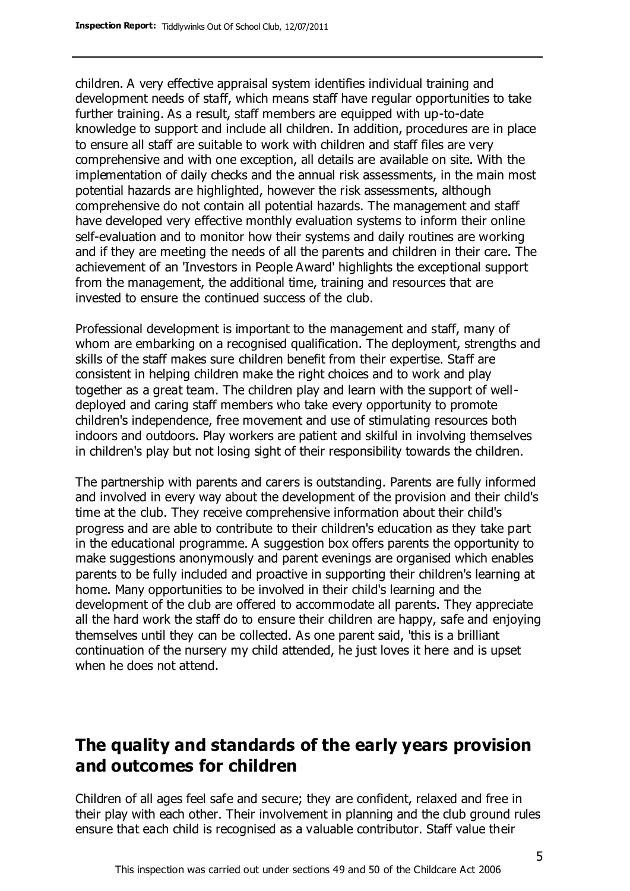children. A very effective appraisal system identifies individual training and development needs of staff, which means staff have regular opportunities to take further training. As a result, staff members are equipped with up-to-date knowledge to support and include all children. In addition, procedures are in place to ensure all staff are suitable to work with children and staff files are very comprehensive and with one exception, all details are available on site. With the implementation of daily checks and the annual risk assessments, in the main most potential hazards are highlighted, however the risk assessments, although comprehensive do not contain all potential hazards. The management and staff have developed very effective monthly evaluation systems to inform their online self-evaluation and to monitor how their systems and daily routines are working and if they are meeting the needs of all the parents and children in their care. The achievement of an 'Investors in People Award' highlights the exceptional support from the management, the additional time, training and resources that are invested to ensure the continued success of the club.

Professional development is important to the management and staff, many of whom are embarking on a recognised qualification. The deployment, strengths and skills of the staff makes sure children benefit from their expertise. Staff are consistent in helping children make the right choices and to work and play together as a great team. The children play and learn with the support of well-deployed and caring staff members who take every opportunity to promote children's independence, free movement and use of stimulating resources both indoors and outdoors. Play workers are patient and skilful in involving themselves in children's play but not losing sight of their responsibility towards the children.

The partnership with parents and carers is outstanding. Parents are fully informed and involved in every way about the development of the provision and their child's time at the club. They receive comprehensive information about their child's progress and are able to contribute to their children's education as they take part in the educational programme. A suggestion box offers parents the opportunity to make suggestions anonymously and parent evenings are organised which enables parents to be fully included and proactive in supporting their children's learning at home. Many opportunities to be involved in their child's learning and the development of the club are offered to accommodate all parents. They appreciate all the hard work the staff do to ensure their children are happy, safe and enjoying themselves until they can be collected. As one parent said, 'this is a brilliant continuation of the nursery my child attended, he just loves it here and is upset when he does not attend.

## The quality and standards of the early years provision and outcomes for children

Children of all ages feel safe and secure; they are confident, relaxed and free in their play with each other. Their involvement in planning and the club ground rules ensure that each child is recognised as a valuable contributor. Staff value their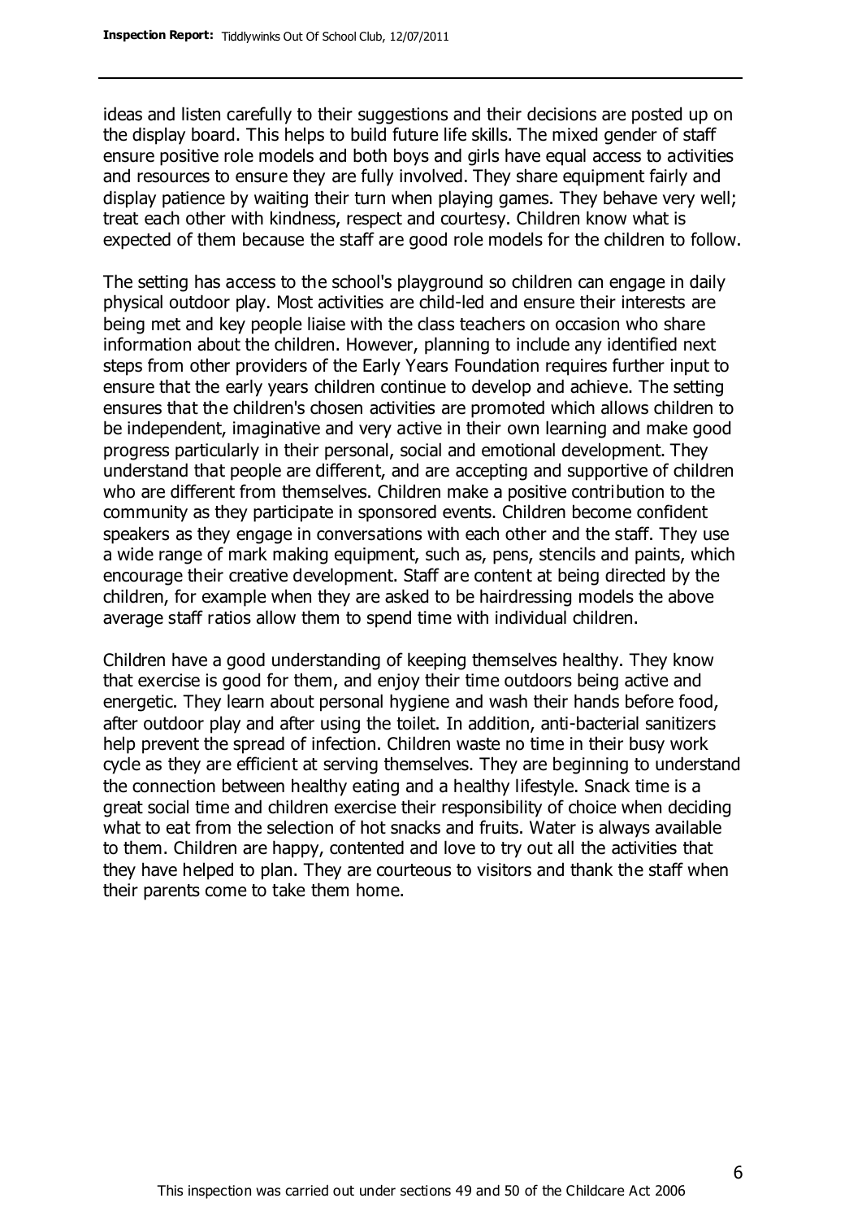ideas and listen carefully to their suggestions and their decisions are posted up on the display board. This helps to build future life skills. The mixed gender of staff ensure positive role models and both boys and girls have equal access to activities and resources to ensure they are fully involved. They share equipment fairly and display patience by waiting their turn when playing games. They behave very well; treat each other with kindness, respect and courtesy. Children know what is expected of them because the staff are good role models for the children to follow.

The setting has access to the school's playground so children can engage in daily physical outdoor play. Most activities are child-led and ensure their interests are being met and key people liaise with the class teachers on occasion who share information about the children. However, planning to include any identified next steps from other providers of the Early Years Foundation requires further input to ensure that the early years children continue to develop and achieve. The setting ensures that the children's chosen activities are promoted which allows children to be independent, imaginative and very active in their own learning and make good progress particularly in their personal, social and emotional development. They understand that people are different, and are accepting and supportive of children who are different from themselves. Children make a positive contribution to the community as they participate in sponsored events. Children become confident speakers as they engage in conversations with each other and the staff. They use a wide range of mark making equipment, such as, pens, stencils and paints, which encourage their creative development. Staff are content at being directed by the children, for example when they are asked to be hairdressing models the above average staff ratios allow them to spend time with individual children.

Children have a good understanding of keeping themselves healthy. They know that exercise is good for them, and enjoy their time outdoors being active and energetic. They learn about personal hygiene and wash their hands before food, after outdoor play and after using the toilet. In addition, anti-bacterial sanitizers help prevent the spread of infection. Children waste no time in their busy work cycle as they are efficient at serving themselves. They are beginning to understand the connection between healthy eating and a healthy lifestyle. Snack time is a great social time and children exercise their responsibility of choice when deciding what to eat from the selection of hot snacks and fruits. Water is always available to them. Children are happy, contented and love to try out all the activities that they have helped to plan. They are courteous to visitors and thank the staff when their parents come to take them home.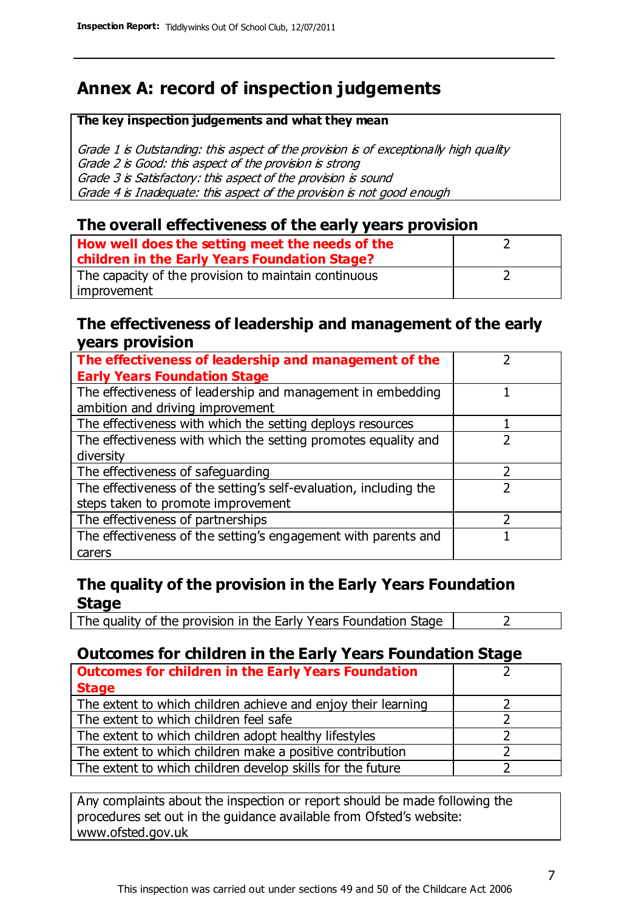# Annex A: record of inspection judgements

**The key inspection judgements and what they mean**

*Grade 1 is Outstanding: this aspect of the provision is of exceptionally high quality*
*Grade 2 is Good: this aspect of the provision is strong*
*Grade 3 is Satisfactory: this aspect of the provision is sound*
*Grade 4 is Inadequate: this aspect of the provision is not good enough*

## The overall effectiveness of the early years provision

| | |
|---|---|
| **How well does the setting meet the needs of the children in the Early Years Foundation Stage?** | 2 |
| The capacity of the provision to maintain continuous improvement | 2 |

## The effectiveness of leadership and management of the early years provision

| | |
|---|---|
| **The effectiveness of leadership and management of the Early Years Foundation Stage** | 2 |
| The effectiveness of leadership and management in embedding ambition and driving improvement | 1 |
| The effectiveness with which the setting deploys resources | 1 |
| The effectiveness with which the setting promotes equality and diversity | 2 |
| The effectiveness of safeguarding | 2 |
| The effectiveness of the setting's self-evaluation, including the steps taken to promote improvement | 2 |
| The effectiveness of partnerships | 2 |
| The effectiveness of the setting's engagement with parents and carers | 1 |

## The quality of the provision in the Early Years Foundation Stage

| | |
|---|---|
| The quality of the provision in the Early Years Foundation Stage | 2 |

## Outcomes for children in the Early Years Foundation Stage

| | |
|---|---|
| **Outcomes for children in the Early Years Foundation Stage** | 2 |
| The extent to which children achieve and enjoy their learning | 2 |
| The extent to which children feel safe | 2 |
| The extent to which children adopt healthy lifestyles | 2 |
| The extent to which children make a positive contribution | 2 |
| The extent to which children develop skills for the future | 2 |

Any complaints about the inspection or report should be made following the procedures set out in the guidance available from Ofsted's website: www.ofsted.gov.uk

This inspection was carried out under sections 49 and 50 of the Childcare Act 2006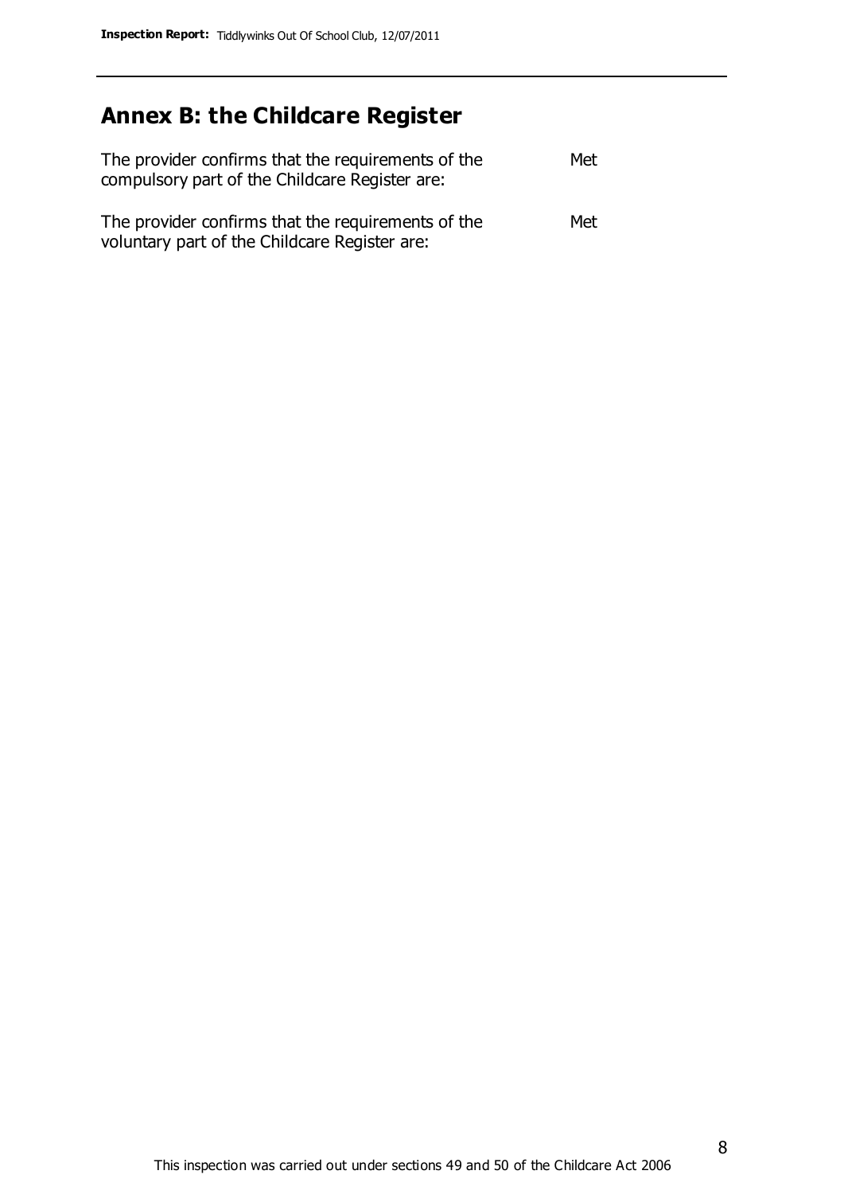## Annex B: the Childcare Register

| | |
|---|---|
| The provider confirms that the requirements of the compulsory part of the Childcare Register are: | Met |
| The provider confirms that the requirements of the voluntary part of the Childcare Register are: | Met |